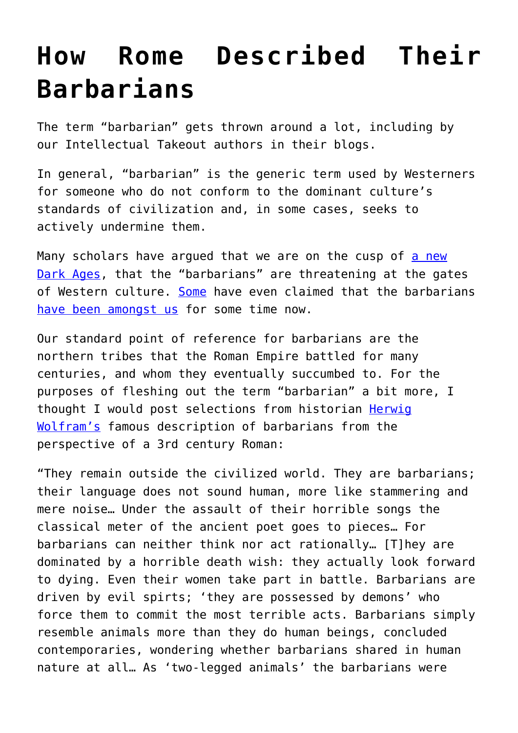# How Rome Described Their Barbarians

The term "barbarian" gets thrown around a lot, including by our Intellectual Takeout authors in their blogs.

In general, "barbarian" is the generic term used by Westerners for someone who do not conform to the dominant culture's standards of civilization and, in some cases, seeks to actively undermine them.

Many scholars have argued that we are on the cusp of a new Dark Ages, that the "barbarians" are threatening at the gates of Western culture. Some have even claimed that the barbarians have been amongst us for some time now.

Our standard point of reference for barbarians are the northern tribes that the Roman Empire battled for many centuries, and whom they eventually succumbed to. For the purposes of fleshing out the term "barbarian" a bit more, I thought I would post selections from historian Herwig Wolfram's famous description of barbarians from the perspective of a 3rd century Roman:

"They remain outside the civilized world. They are barbarians; their language does not sound human, more like stammering and mere noise… Under the assault of their horrible songs the classical meter of the ancient poet goes to pieces… For barbarians can neither think nor act rationally… [T]hey are dominated by a horrible death wish: they actually look forward to dying. Even their women take part in battle. Barbarians are driven by evil spirts; 'they are possessed by demons' who force them to commit the most terrible acts. Barbarians simply resemble animals more than they do human beings, concluded contemporaries, wondering whether barbarians shared in human nature at all… As 'two-legged animals' the barbarians were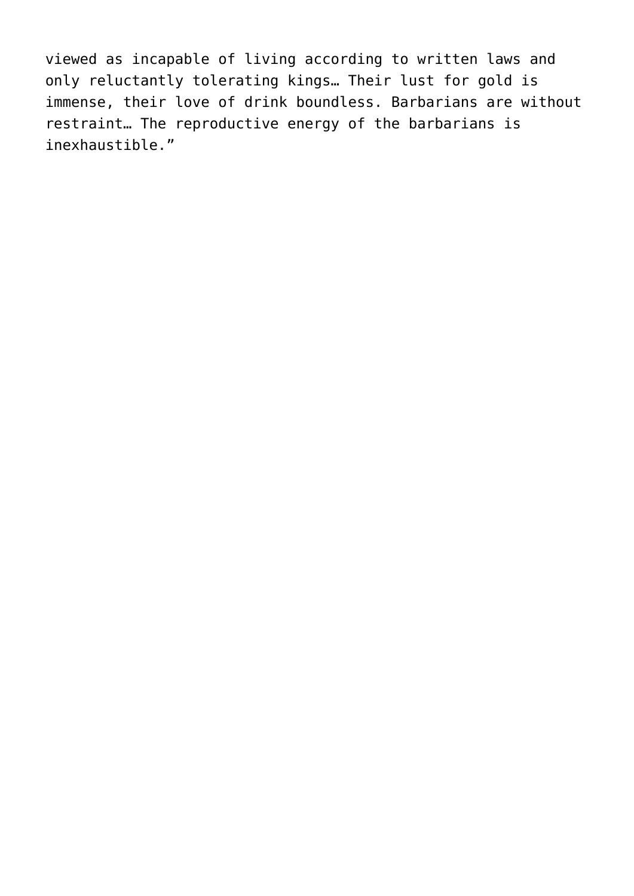viewed as incapable of living according to written laws and only reluctantly tolerating kings… Their lust for gold is immense, their love of drink boundless. Barbarians are without restraint… The reproductive energy of the barbarians is inexhaustible."